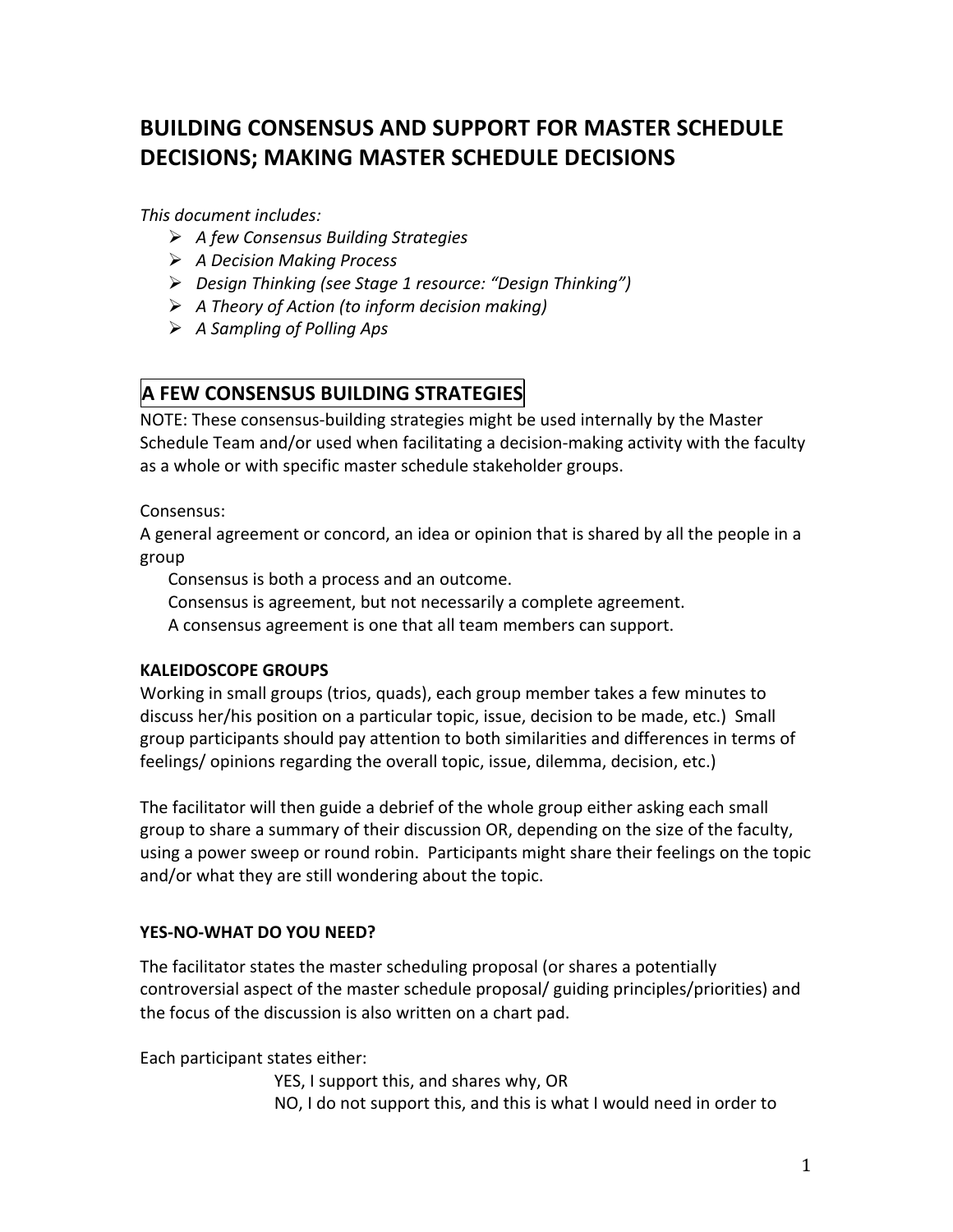# BUILDING CONSENSUS AND SUPPORT FOR MASTER SCHEDULE DECISIONS; MAKING MASTER SCHEDULE DECISIONS

*This document includes:*

- *A few Consensus Building Strategies*
- *A Decision Making Process*
- *Design Thinking (see Stage 1 resource: "Design Thinking")*
- *A Theory of Action (to inform decision making)*
- *A Sampling of Polling Aps*

## A FEW CONSENSUS BUILDING STRATEGIES

NOTE: These consensus-building strategies might be used internally by the Master Schedule Team and/or used when facilitating a decision-making activity with the faculty as a whole or with specific master schedule stakeholder groups.

Consensus:

A general agreement or concord, an idea or opinion that is shared by all the people in a group

Consensus is both a process and an outcome.

Consensus is agreement, but not necessarily a complete agreement.

A consensus agreement is one that all team members can support.

**KALEIDOSCOPE GROUPS**

Working in small groups (trios, quads), each group member takes a few minutes to discuss her/his position on a particular topic, issue, decision to be made, etc.) Small group participants should pay attention to both similarities and differences in terms of feelings/ opinions regarding the overall topic, issue, dilemma, decision, etc.)

The facilitator will then guide a debrief of the whole group either asking each small group to share a summary of their discussion OR, depending on the size of the faculty, using a power sweep or round robin. Participants might share their feelings on the topic and/or what they are still wondering about the topic.

**YES-NO-WHAT DO YOU NEED?**

The facilitator states the master scheduling proposal (or shares a potentially controversial aspect of the master schedule proposal/ guiding principles/priorities) and the focus of the discussion is also written on a chart pad.

Each participant states either:

YES, I support this, and shares why, OR

NO, I do not support this, and this is what I would need in order to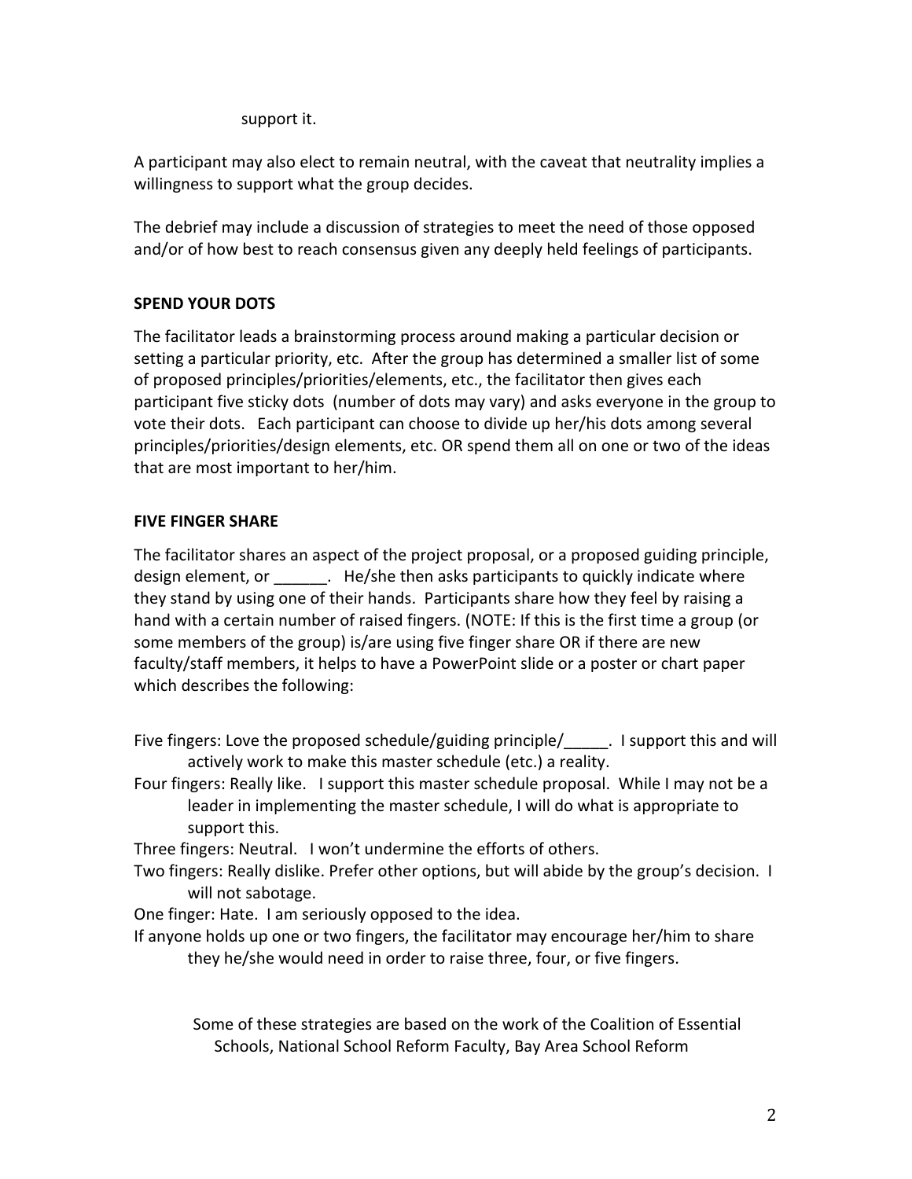support it.

A participant may also elect to remain neutral, with the caveat that neutrality implies a willingness to support what the group decides.

The debrief may include a discussion of strategies to meet the need of those opposed and/or of how best to reach consensus given any deeply held feelings of participants.

**SPEND YOUR DOTS**

The facilitator leads a brainstorming process around making a particular decision or setting a particular priority, etc. After the group has determined a smaller list of some of proposed principles/priorities/elements, etc., the facilitator then gives each participant five sticky dots (number of dots may vary) and asks everyone in the group to vote their dots. Each participant can choose to divide up her/his dots among several principles/priorities/design elements, etc. OR spend them all on one or two of the ideas that are most important to her/him.

**FIVE FINGER SHARE**

The facilitator shares an aspect of the project proposal, or a proposed guiding principle, design element, or ______. He/she then asks participants to quickly indicate where they stand by using one of their hands. Participants share how they feel by raising a hand with a certain number of raised fingers. (NOTE: If this is the first time a group (or some members of the group) is/are using five finger share OR if there are new faculty/staff members, it helps to have a PowerPoint slide or a poster or chart paper which describes the following:

Five fingers: Love the proposed schedule/guiding principle/_____. I support this and will actively work to make this master schedule (etc.) a reality.

Four fingers: Really like. I support this master schedule proposal. While I may not be a leader in implementing the master schedule, I will do what is appropriate to support this.

Three fingers: Neutral. I won't undermine the efforts of others.

Two fingers: Really dislike. Prefer other options, but will abide by the group's decision. I will not sabotage.

One finger: Hate. I am seriously opposed to the idea.

If anyone holds up one or two fingers, the facilitator may encourage her/him to share they he/she would need in order to raise three, four, or five fingers.

Some of these strategies are based on the work of the Coalition of Essential Schools, National School Reform Faculty, Bay Area School Reform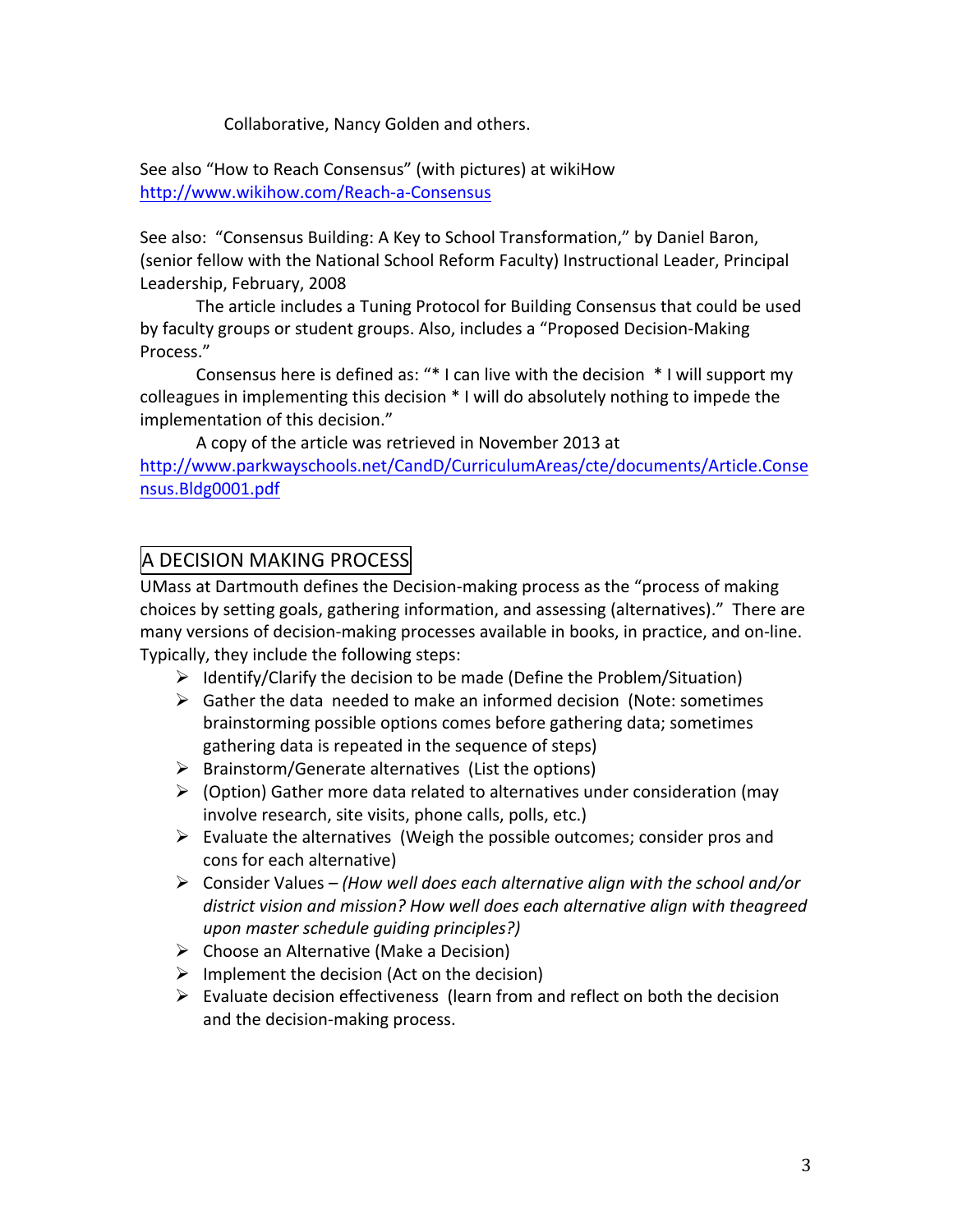Collaborative, Nancy Golden and others.

See also "How to Reach Consensus" (with pictures) at wikiHow
http://www.wikihow.com/Reach-a-Consensus

See also: "Consensus Building: A Key to School Transformation," by Daniel Baron, (senior fellow with the National School Reform Faculty) Instructional Leader, Principal Leadership, February, 2008

The article includes a Tuning Protocol for Building Consensus that could be used by faculty groups or student groups. Also, includes a "Proposed Decision-Making Process."

Consensus here is defined as: "* I can live with the decision * I will support my colleagues in implementing this decision * I will do absolutely nothing to impede the implementation of this decision."

A copy of the article was retrieved in November 2013 at
http://www.parkwayschools.net/CandD/CurriculumAreas/cte/documents/Article.Consensus.Bldg0001.pdf

## A DECISION MAKING PROCESS

UMass at Dartmouth defines the Decision-making process as the "process of making choices by setting goals, gathering information, and assessing (alternatives)." There are many versions of decision-making processes available in books, in practice, and on-line. Typically, they include the following steps:

- Identify/Clarify the decision to be made (Define the Problem/Situation)
- Gather the data needed to make an informed decision (Note: sometimes brainstorming possible options comes before gathering data; sometimes gathering data is repeated in the sequence of steps)
- Brainstorm/Generate alternatives (List the options)
- (Option) Gather more data related to alternatives under consideration (may involve research, site visits, phone calls, polls, etc.)
- Evaluate the alternatives (Weigh the possible outcomes; consider pros and cons for each alternative)
- Consider Values – *(How well does each alternative align with the school and/or district vision and mission? How well does each alternative align with theagreed upon master schedule guiding principles?)*
- Choose an Alternative (Make a Decision)
- Implement the decision (Act on the decision)
- Evaluate decision effectiveness (learn from and reflect on both the decision and the decision-making process.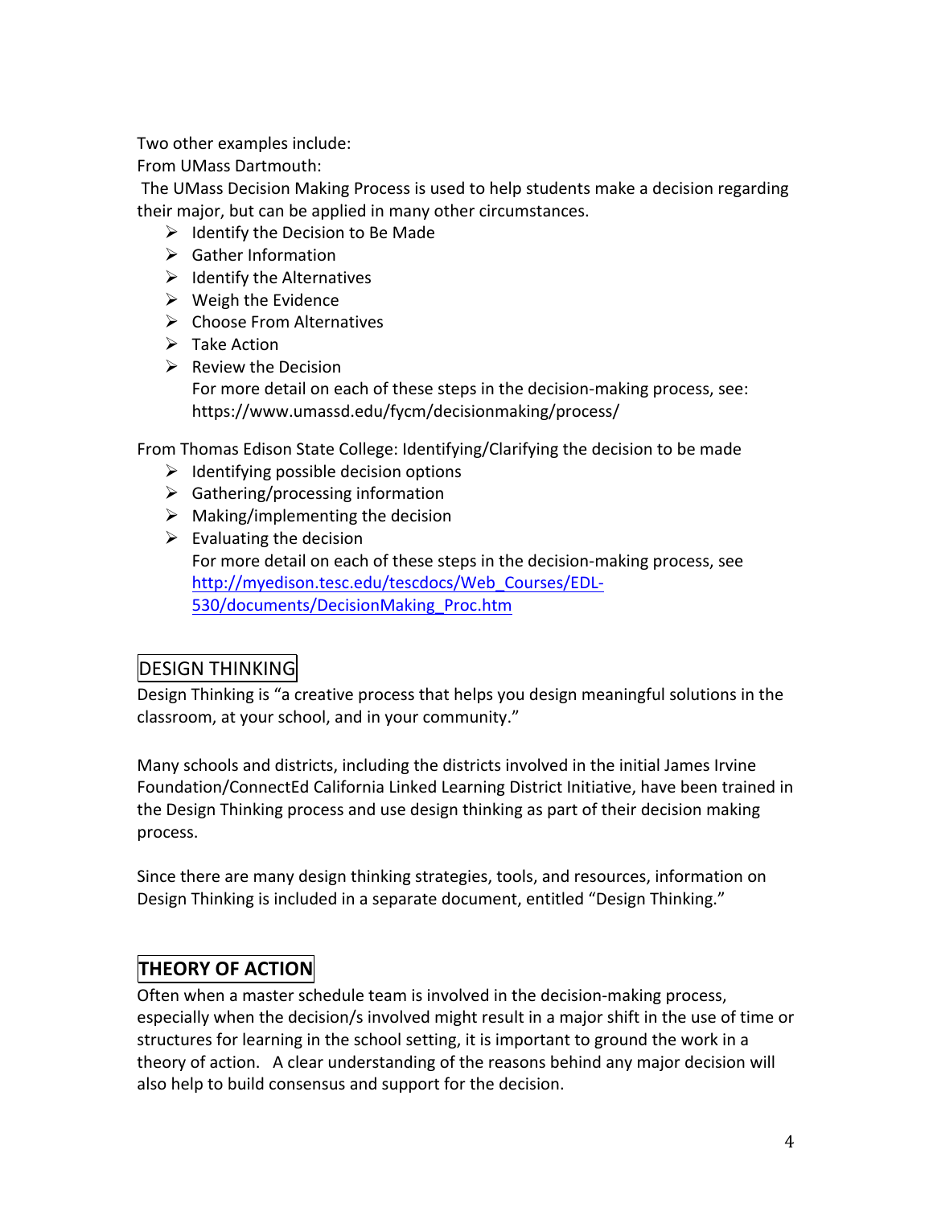Two other examples include:
From UMass Dartmouth:
The UMass Decision Making Process is used to help students make a decision regarding their major, but can be applied in many other circumstances.

- Identify the Decision to Be Made
- Gather Information
- Identify the Alternatives
- Weigh the Evidence
- Choose From Alternatives
- Take Action
- Review the Decision
  For more detail on each of these steps in the decision-making process, see: https://www.umassd.edu/fycm/decisionmaking/process/

From Thomas Edison State College: Identifying/Clarifying the decision to be made

- Identifying possible decision options
- Gathering/processing information
- Making/implementing the decision
- Evaluating the decision
  For more detail on each of these steps in the decision-making process, see http://myedison.tesc.edu/tescdocs/Web_Courses/EDL-530/documents/DecisionMaking_Proc.htm

## DESIGN THINKING

Design Thinking is "a creative process that helps you design meaningful solutions in the classroom, at your school, and in your community."

Many schools and districts, including the districts involved in the initial James Irvine Foundation/ConnectEd California Linked Learning District Initiative, have been trained in the Design Thinking process and use design thinking as part of their decision making process.

Since there are many design thinking strategies, tools, and resources, information on Design Thinking is included in a separate document, entitled "Design Thinking."

## THEORY OF ACTION

Often when a master schedule team is involved in the decision-making process, especially when the decision/s involved might result in a major shift in the use of time or structures for learning in the school setting, it is important to ground the work in a theory of action. A clear understanding of the reasons behind any major decision will also help to build consensus and support for the decision.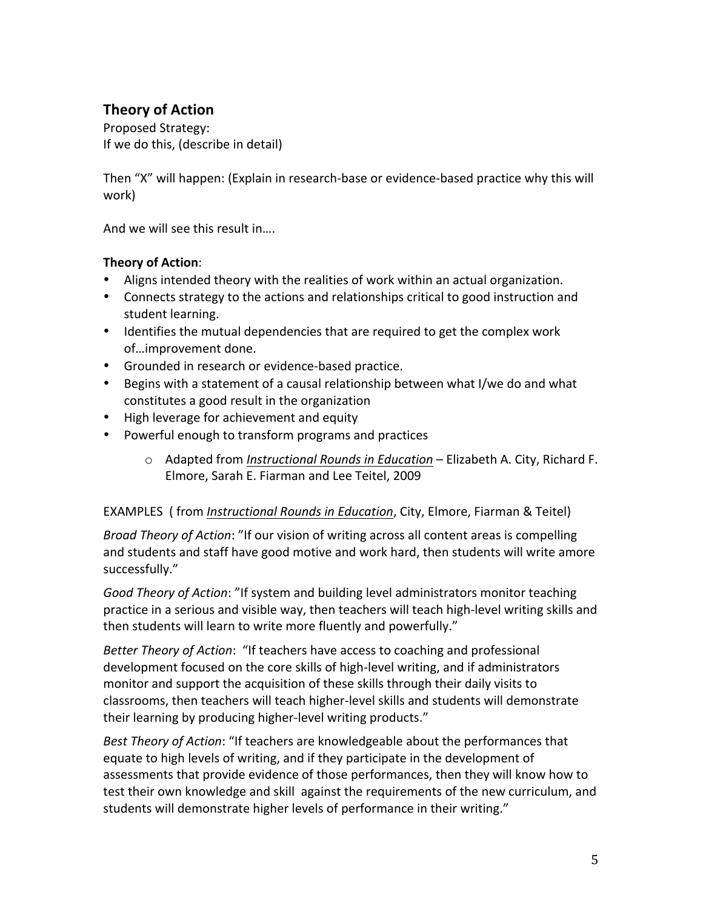## Theory of Action

Proposed Strategy:
If we do this, (describe in detail)

Then "X" will happen: (Explain in research-base or evidence-based practice why this will work)

And we will see this result in….

**Theory of Action**:

- Aligns intended theory with the realities of work within an actual organization.
- Connects strategy to the actions and relationships critical to good instruction and student learning.
- Identifies the mutual dependencies that are required to get the complex work of…improvement done.
- Grounded in research or evidence-based practice.
- Begins with a statement of a causal relationship between what I/we do and what constitutes a good result in the organization
- High leverage for achievement and equity
- Powerful enough to transform programs and practices
    - Adapted from *Instructional Rounds in Education* – Elizabeth A. City, Richard F. Elmore, Sarah E. Fiarman and Lee Teitel, 2009

EXAMPLES ( from *Instructional Rounds in Education*, City, Elmore, Fiarman & Teitel)

*Broad Theory of Action*: "If our vision of writing across all content areas is compelling and students and staff have good motive and work hard, then students will write amore successfully."

*Good Theory of Action*: "If system and building level administrators monitor teaching practice in a serious and visible way, then teachers will teach high-level writing skills and then students will learn to write more fluently and powerfully."

*Better Theory of Action*: "If teachers have access to coaching and professional development focused on the core skills of high-level writing, and if administrators monitor and support the acquisition of these skills through their daily visits to classrooms, then teachers will teach higher-level skills and students will demonstrate their learning by producing higher-level writing products."

*Best Theory of Action*: "If teachers are knowledgeable about the performances that equate to high levels of writing, and if they participate in the development of assessments that provide evidence of those performances, then they will know how to test their own knowledge and skill against the requirements of the new curriculum, and students will demonstrate higher levels of performance in their writing."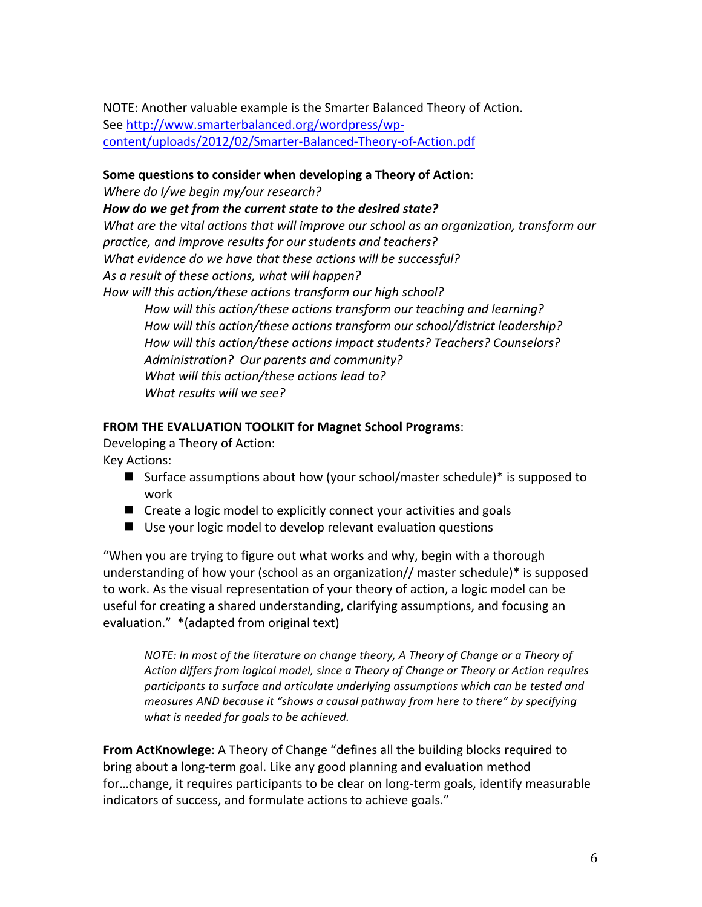NOTE: Another valuable example is the Smarter Balanced Theory of Action. See [http://www.smarterbalanced.org/wordpress/wp-content/uploads/2012/02/Smarter-Balanced-Theory-of-Action.pdf](http://www.smarterbalanced.org/wordpress/wp-content/uploads/2012/02/Smarter-Balanced-Theory-of-Action.pdf)

**Some questions to consider when developing a Theory of Action**:

*Where do I/we begin my/our research?*

***How do we get from the current state to the desired state?***

*What are the vital actions that will improve our school as an organization, transform our practice, and improve results for our students and teachers?*

*What evidence do we have that these actions will be successful?*

*As a result of these actions, what will happen?*

*How will this action/these actions transform our high school?*

> *How will this action/these actions transform our teaching and learning?*
>
> *How will this action/these actions transform our school/district leadership?*
>
> *How will this action/these actions impact students? Teachers? Counselors? Administration? Our parents and community?*
>
> *What will this action/these actions lead to?*
>
> *What results will we see?*

**FROM THE EVALUATION TOOLKIT for Magnet School Programs**:

Developing a Theory of Action:

Key Actions:

- Surface assumptions about how (your school/master schedule)* is supposed to work
- Create a logic model to explicitly connect your activities and goals
- Use your logic model to develop relevant evaluation questions

"When you are trying to figure out what works and why, begin with a thorough understanding of how your (school as an organization// master schedule)* is supposed to work. As the visual representation of your theory of action, a logic model can be useful for creating a shared understanding, clarifying assumptions, and focusing an evaluation." *(adapted from original text)

> *NOTE: In most of the literature on change theory, A Theory of Change or a Theory of Action differs from logical model, since a Theory of Change or Theory or Action requires participants to surface and articulate underlying assumptions which can be tested and measures AND because it "shows a causal pathway from here to there" by specifying what is needed for goals to be achieved.*

**From ActKnowlege**: A Theory of Change "defines all the building blocks required to bring about a long-term goal. Like any good planning and evaluation method for…change, it requires participants to be clear on long-term goals, identify measurable indicators of success, and formulate actions to achieve goals."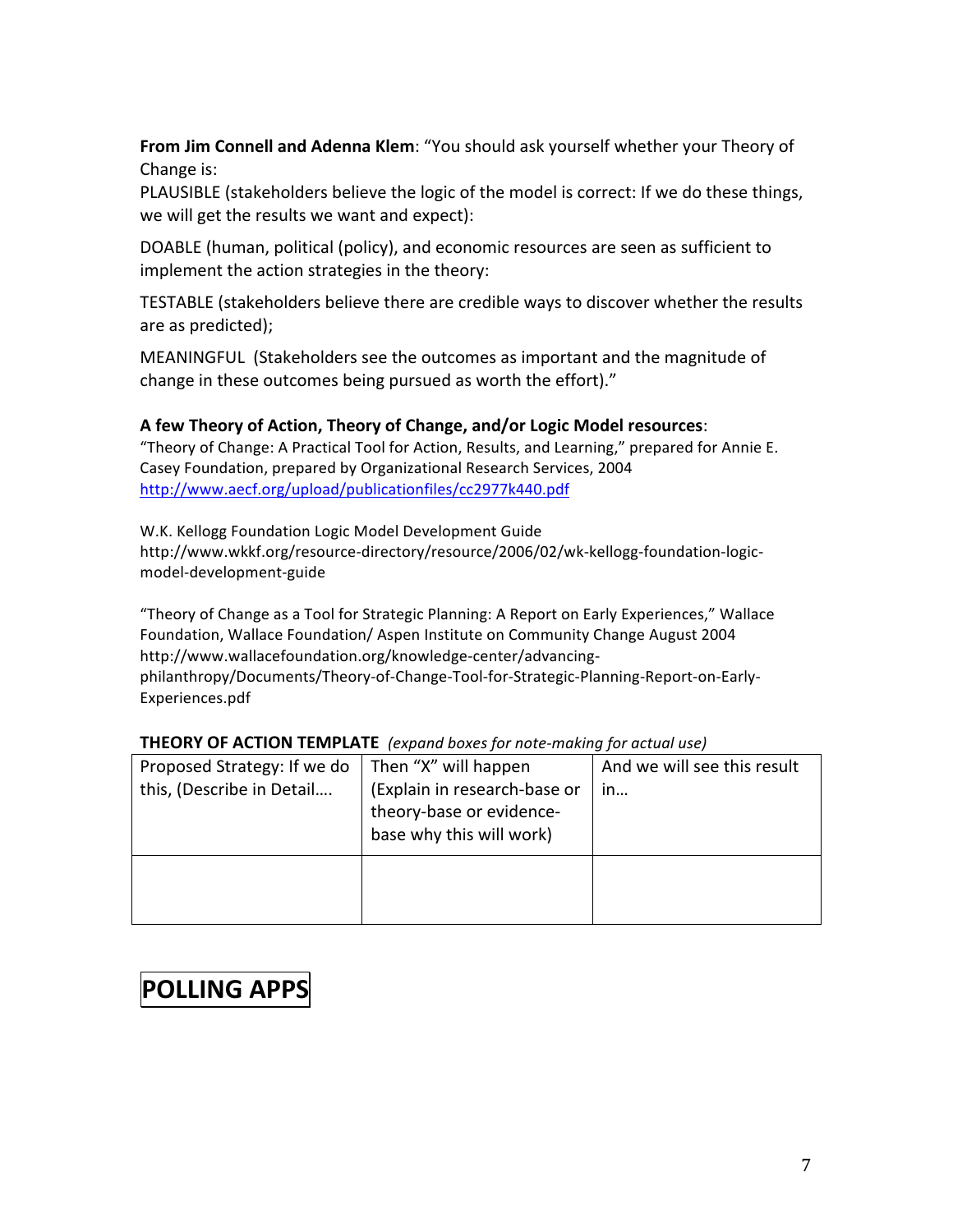**From Jim Connell and Adenna Klem**: "You should ask yourself whether your Theory of Change is:

PLAUSIBLE (stakeholders believe the logic of the model is correct: If we do these things, we will get the results we want and expect):

DOABLE (human, political (policy), and economic resources are seen as sufficient to implement the action strategies in the theory:

TESTABLE (stakeholders believe there are credible ways to discover whether the results are as predicted);

MEANINGFUL (Stakeholders see the outcomes as important and the magnitude of change in these outcomes being pursued as worth the effort)."

**A few Theory of Action, Theory of Change, and/or Logic Model resources**:

"Theory of Change: A Practical Tool for Action, Results, and Learning," prepared for Annie E. Casey Foundation, prepared by Organizational Research Services, 2004
http://www.aecf.org/upload/publicationfiles/cc2977k440.pdf

W.K. Kellogg Foundation Logic Model Development Guide
http://www.wkkf.org/resource-directory/resource/2006/02/wk-kellogg-foundation-logic-model-development-guide

"Theory of Change as a Tool for Strategic Planning: A Report on Early Experiences," Wallace Foundation, Wallace Foundation/ Aspen Institute on Community Change August 2004
http://www.wallacefoundation.org/knowledge-center/advancing-philanthropy/Documents/Theory-of-Change-Tool-for-Strategic-Planning-Report-on-Early-Experiences.pdf

**THEORY OF ACTION TEMPLATE** *(expand boxes for note-making for actual use)*

| Proposed Strategy: If we do this, (Describe in Detail…. | Then "X" will happen (Explain in research-base or theory-base or evidence-base why this will work) | And we will see this result in… |
| --- | --- | --- |
| | | |

# POLLING APPS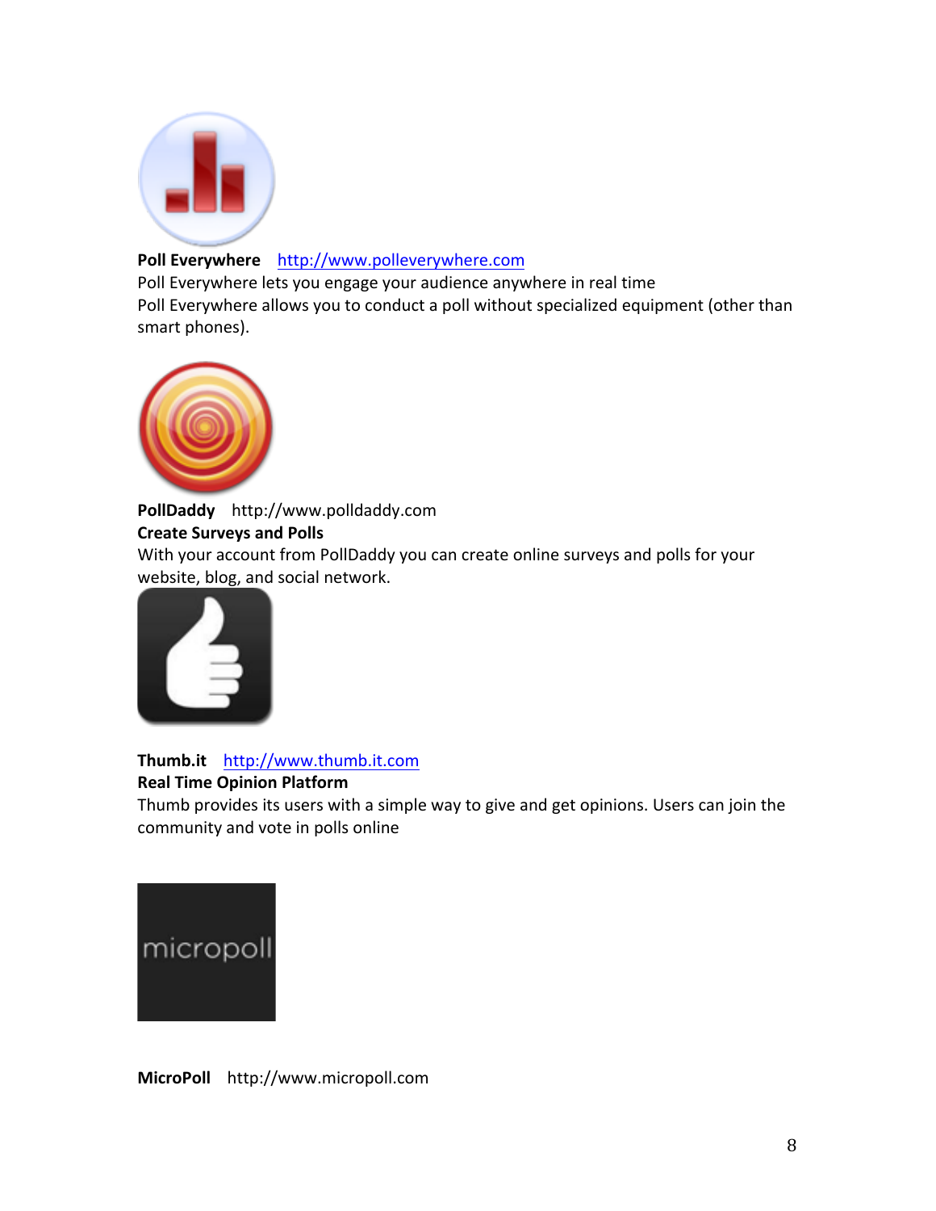**Poll Everywhere** http://www.polleverywhere.com
Poll Everywhere lets you engage your audience anywhere in real time
Poll Everywhere allows you to conduct a poll without specialized equipment (other than smart phones).

**PollDaddy** http://www.polldaddy.com
**Create Surveys and Polls**
With your account from PollDaddy you can create online surveys and polls for your website, blog, and social network.

**Thumb.it** http://www.thumb.it.com
**Real Time Opinion Platform**
Thumb provides its users with a simple way to give and get opinions. Users can join the community and vote in polls online

micropoll

**MicroPoll** http://www.micropoll.com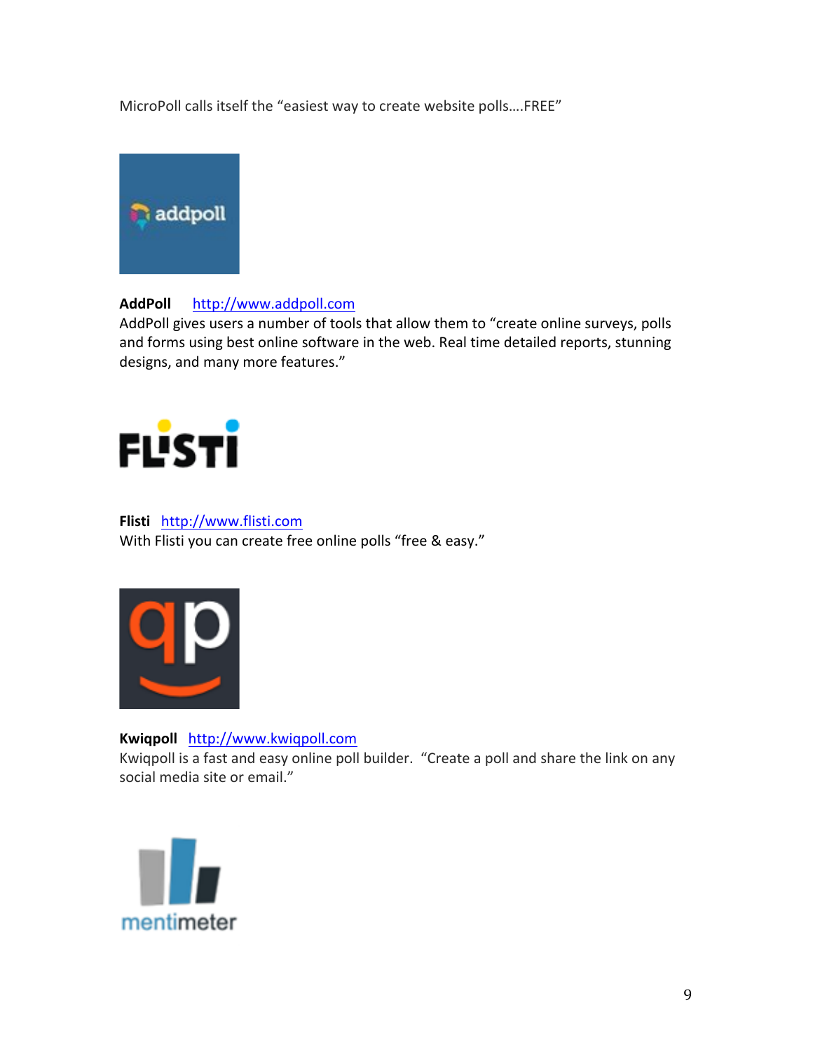MicroPoll calls itself the "easiest way to create website polls….FREE"

**AddPoll** [http://www.addpoll.com](http://www.addpoll.com)
AddPoll gives users a number of tools that allow them to "create online surveys, polls and forms using best online software in the web. Real time detailed reports, stunning designs, and many more features."

**Flisti** [http://www.flisti.com](http://www.flisti.com)
With Flisti you can create free online polls "free & easy."

**Kwiqpoll** [http://www.kwiqpoll.com](http://www.kwiqpoll.com)
Kwiqpoll is a fast and easy online poll builder. "Create a poll and share the link on any social media site or email."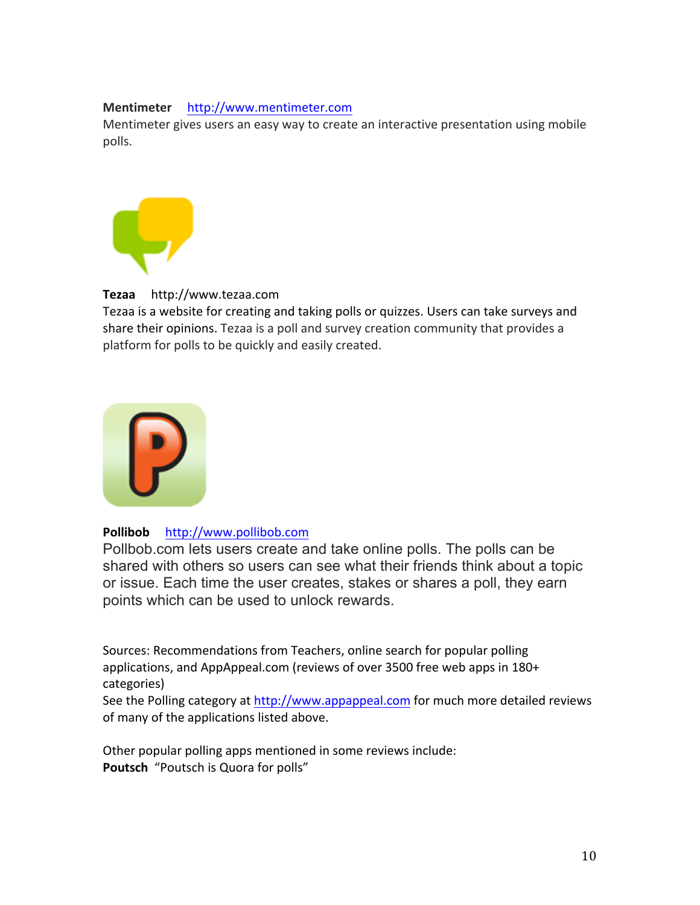**Mentimeter** http://www.mentimeter.com
Mentimeter gives users an easy way to create an interactive presentation using mobile polls.

**Tezaa** http://www.tezaa.com
Tezaa is a website for creating and taking polls or quizzes. Users can take surveys and share their opinions. Tezaa is a poll and survey creation community that provides a platform for polls to be quickly and easily created.

**Pollibob** http://www.pollibob.com
Pollbob.com lets users create and take online polls. The polls can be shared with others so users can see what their friends think about a topic or issue. Each time the user creates, stakes or shares a poll, they earn points which can be used to unlock rewards.

Sources: Recommendations from Teachers, online search for popular polling applications, and AppAppeal.com (reviews of over 3500 free web apps in 180+ categories)
See the Polling category at http://www.appappeal.com for much more detailed reviews of many of the applications listed above.

Other popular polling apps mentioned in some reviews include:
**Poutsch** "Poutsch is Quora for polls"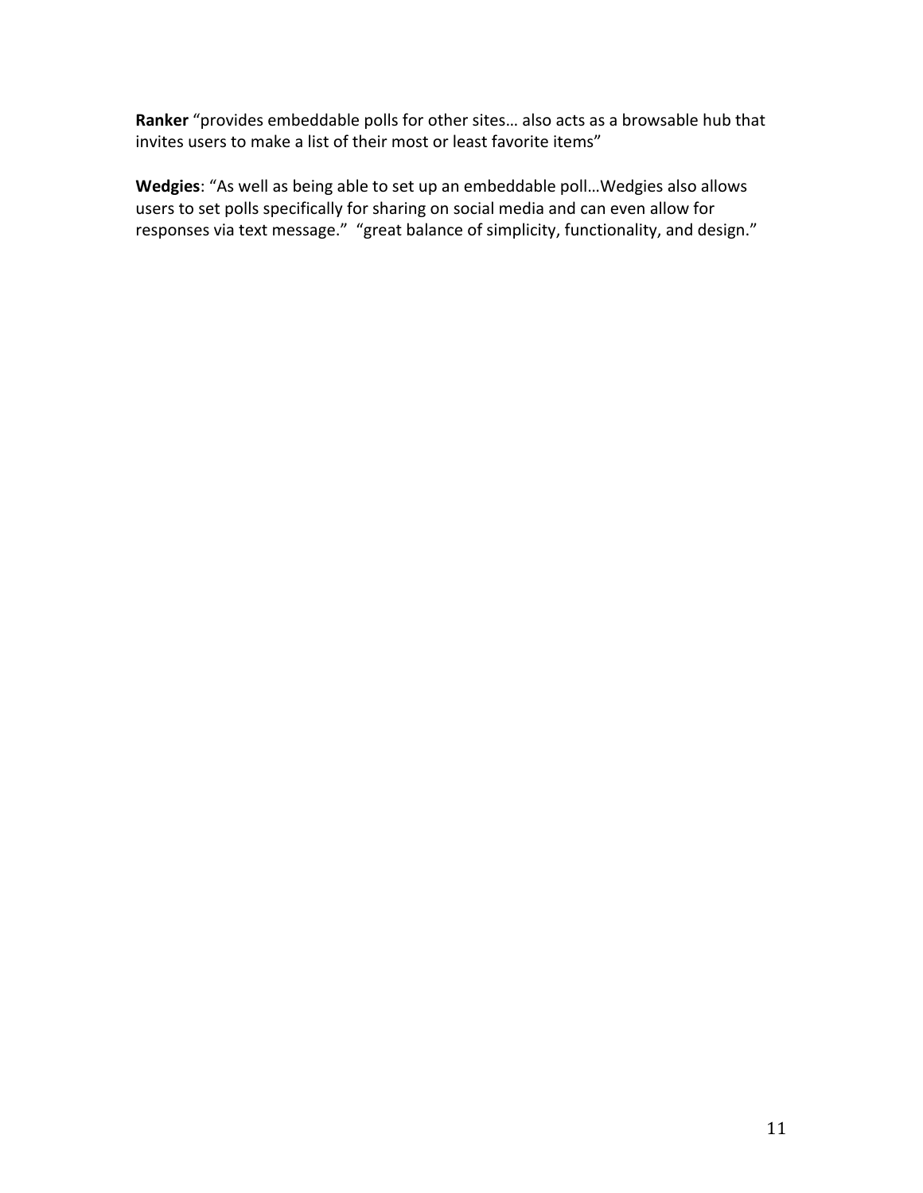**Ranker** “provides embeddable polls for other sites… also acts as a browsable hub that invites users to make a list of their most or least favorite items”

**Wedgies**: “As well as being able to set up an embeddable poll…Wedgies also allows users to set polls specifically for sharing on social media and can even allow for responses via text message.” “great balance of simplicity, functionality, and design.”